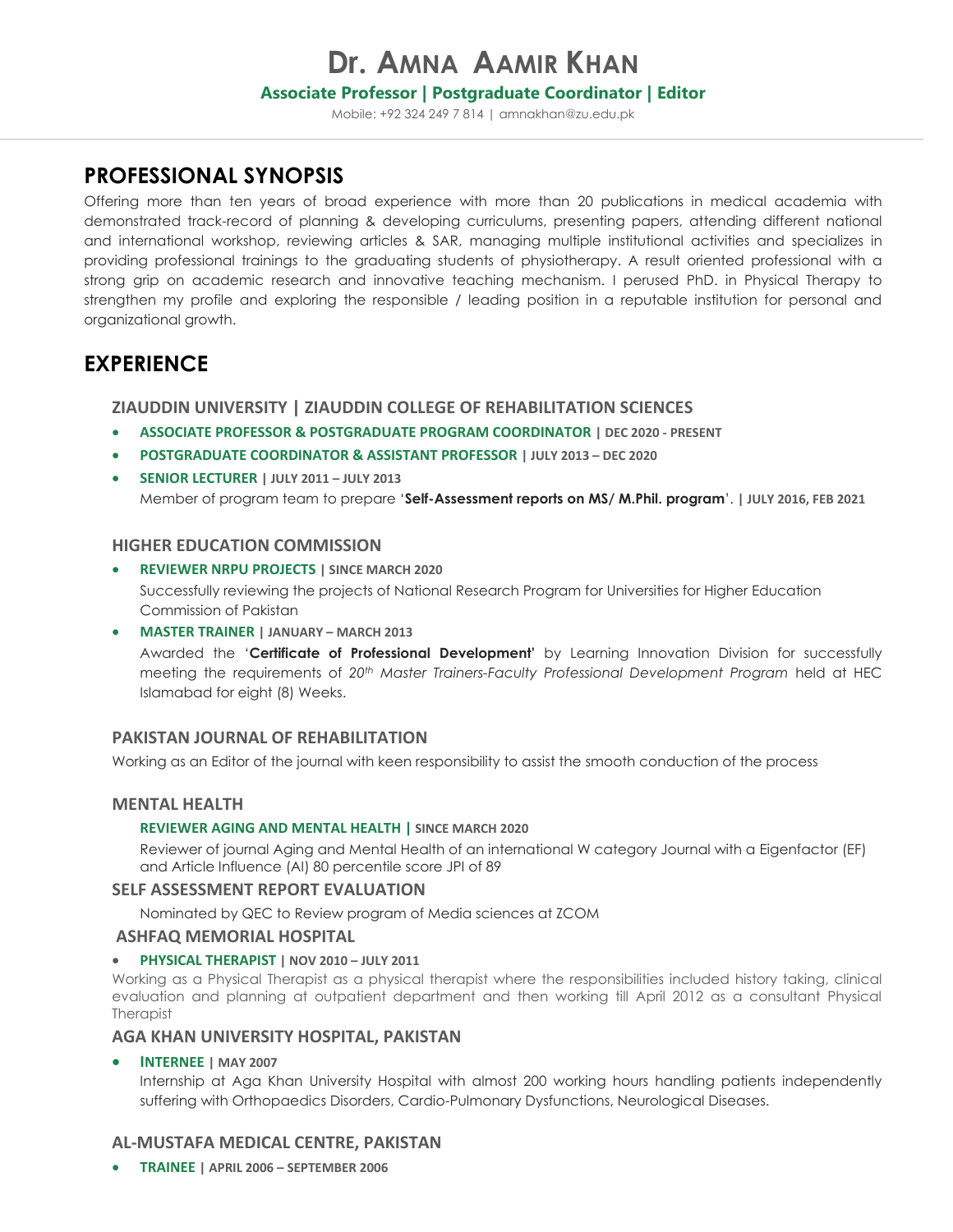# Dr. AMNA AAMIR KHAN

**Associate Professor | Postgraduate Coordinator | Editor**

Mobile: +92 324 249 7 814 | amnakhan@zu.edu.pk

## PROFESSIONAL SYNOPSIS

Offering more than ten years of broad experience with more than 20 publications in medical academia with demonstrated track-record of planning & developing curriculums, presenting papers, attending different national and international workshop, reviewing articles & SAR, managing multiple institutional activities and specializes in providing professional trainings to the graduating students of physiotherapy. A result oriented professional with a strong grip on academic research and innovative teaching mechanism. I perused PhD. in Physical Therapy to strengthen my profile and exploring the responsible / leading position in a reputable institution for personal and organizational growth.

## EXPERIENCE

### ZIAUDDIN UNIVERSITY | ZIAUDDIN COLLEGE OF REHABILITATION SCIENCES

- **ASSOCIATE PROFESSOR & POSTGRADUATE PROGRAM COORDINATOR** | DEC 2020 - PRESENT
- **POSTGRADUATE COORDINATOR & ASSISTANT PROFESSOR** | JULY 2013 – DEC 2020
- **SENIOR LECTURER** | JULY 2011 – JULY 2013

  Member of program team to prepare '**Self-Assessment reports on MS/ M.Phil. program**'. | JULY 2016, FEB 2021

### HIGHER EDUCATION COMMISSION

- **REVIEWER NRPU PROJECTS** | SINCE MARCH 2020

  Successfully reviewing the projects of National Research Program for Universities for Higher Education Commission of Pakistan

- **MASTER TRAINER** | JANUARY – MARCH 2013

  Awarded the '**Certificate of Professional Development**' by Learning Innovation Division for successfully meeting the requirements of *20th Master Trainers-Faculty Professional Development Program* held at HEC Islamabad for eight (8) Weeks.

### PAKISTAN JOURNAL OF REHABILITATION

Working as an Editor of the journal with keen responsibility to assist the smooth conduction of the process

### MENTAL HEALTH

**REVIEWER AGING AND MENTAL HEALTH |** SINCE MARCH 2020

Reviewer of journal Aging and Mental Health of an international W category Journal with a Eigenfactor (EF) and Article Influence (AI) 80 percentile score JPI of 89

### SELF ASSESSMENT REPORT EVALUATION

Nominated by QEC to Review program of Media sciences at ZCOM

### ASHFAQ MEMORIAL HOSPITAL

- **PHYSICAL THERAPIST** | NOV 2010 – JULY 2011

Working as a Physical Therapist as a physical therapist where the responsibilities included history taking, clinical evaluation and planning at outpatient department and then working till April 2012 as a consultant Physical Therapist

### AGA KHAN UNIVERSITY HOSPITAL, PAKISTAN

- **INTERNEE** | MAY 2007

  Internship at Aga Khan University Hospital with almost 200 working hours handling patients independently suffering with Orthopaedics Disorders, Cardio-Pulmonary Dysfunctions, Neurological Diseases.

### AL-MUSTAFA MEDICAL CENTRE, PAKISTAN

- **TRAINEE** | APRIL 2006 – SEPTEMBER 2006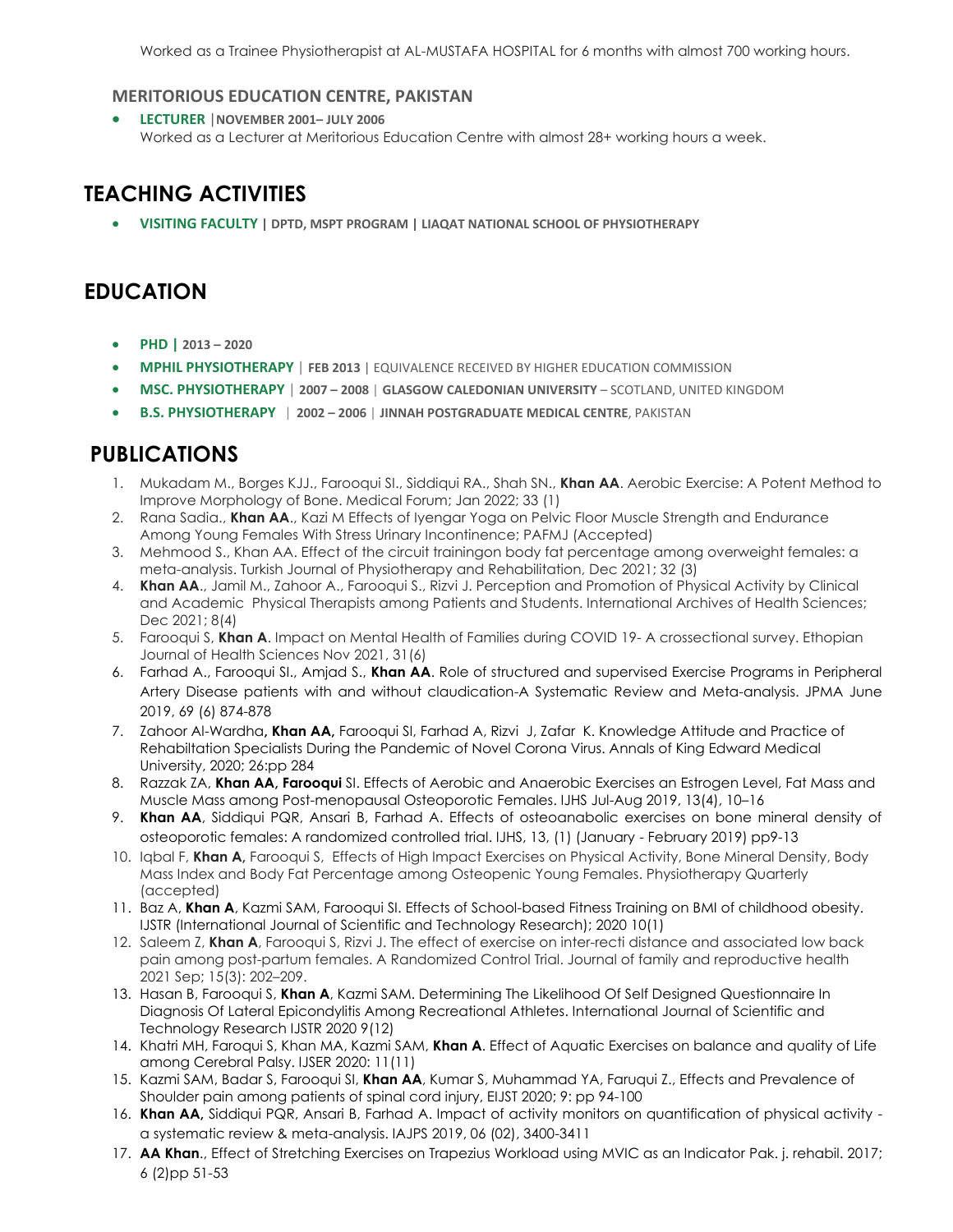Worked as a Trainee Physiotherapist at AL-MUSTAFA HOSPITAL for 6 months with almost 700 working hours.

**MERITORIOUS EDUCATION CENTRE, PAKISTAN**

- **LECTURER** |**NOVEMBER 2001– JULY 2006**
  Worked as a Lecturer at Meritorious Education Centre with almost 28+ working hours a week.

## TEACHING ACTIVITIES

- **VISITING FACULTY | DPTD, MSPT PROGRAM | LIAQAT NATIONAL SCHOOL OF PHYSIOTHERAPY**

## EDUCATION

- **PHD | 2013 – 2020**
- **MPHIL PHYSIOTHERAPY** | **FEB 2013** | EQUIVALENCE RECEIVED BY HIGHER EDUCATION COMMISSION
- **MSC. PHYSIOTHERAPY** | **2007 – 2008** | **GLASGOW CALEDONIAN UNIVERSITY** – SCOTLAND, UNITED KINGDOM
- **B.S. PHYSIOTHERAPY** | **2002 – 2006** | **JINNAH POSTGRADUATE MEDICAL CENTRE**, PAKISTAN

## PUBLICATIONS

1. Mukadam M., Borges KJJ., Farooqui SI., Siddiqui RA., Shah SN., **Khan AA**. Aerobic Exercise: A Potent Method to Improve Morphology of Bone. Medical Forum; Jan 2022; 33 (1)
2. Rana Sadia., **Khan AA**., Kazi M Effects of Iyengar Yoga on Pelvic Floor Muscle Strength and Endurance Among Young Females With Stress Urinary Incontinence; PAFMJ (Accepted)
3. Mehmood S., Khan AA. Effect of the circuit trainingon body fat percentage among overweight females: a meta-analysis. Turkish Journal of Physiotherapy and Rehabilitation, Dec 2021; 32 (3)
4. **Khan AA**., Jamil M., Zahoor A., Farooqui S., Rizvi J. Perception and Promotion of Physical Activity by Clinical and Academic Physical Therapists among Patients and Students. International Archives of Health Sciences; Dec 2021; 8(4)
5. Farooqui S, **Khan A**. Impact on Mental Health of Families during COVID 19- A crossectional survey. Ethopian Journal of Health Sciences Nov 2021, 31(6)
6. Farhad A., Farooqui SI., Amjad S., **Khan AA**. Role of structured and supervised Exercise Programs in Peripheral Artery Disease patients with and without claudication-A Systematic Review and Meta-analysis. JPMA June 2019, 69 (6) 874-878
7. Zahoor Al-Wardha**, Khan AA,** Farooqui SI, Farhad A, Rizvi J, Zafar K. Knowledge Attitude and Practice of Rehabiltation Specialists During the Pandemic of Novel Corona Virus. Annals of King Edward Medical University, 2020; 26:pp 284
8. Razzak ZA, **Khan AA, Farooqui** SI. Effects of Aerobic and Anaerobic Exercises an Estrogen Level, Fat Mass and Muscle Mass among Post-menopausal Osteoporotic Females. IJHS Jul-Aug 2019, 13(4), 10–16
9. **Khan AA**, Siddiqui PQR, Ansari B, Farhad A. Effects of osteoanabolic exercises on bone mineral density of osteoporotic females: A randomized controlled trial. IJHS, 13, (1) (January - February 2019) pp9-13
10. Iqbal F, **Khan A,** Farooqui S, Effects of High Impact Exercises on Physical Activity, Bone Mineral Density, Body Mass Index and Body Fat Percentage among Osteopenic Young Females. Physiotherapy Quarterly (accepted)
11. Baz A, **Khan A**, Kazmi SAM, Farooqui SI. Effects of School-based Fitness Training on BMI of childhood obesity. IJSTR (International Journal of Scientific and Technology Research); 2020 10(1)
12. Saleem Z, **Khan A**, Farooqui S, Rizvi J. The effect of exercise on inter-recti distance and associated low back pain among post-partum females. A Randomized Control Trial. Journal of family and reproductive health 2021 Sep; 15(3): 202–209.
13. Hasan B, Farooqui S, **Khan A**, Kazmi SAM. Determining The Likelihood Of Self Designed Questionnaire In Diagnosis Of Lateral Epicondylitis Among Recreational Athletes. International Journal of Scientific and Technology Research IJSTR 2020 9(12)
14. Khatri MH, Faroqui S, Khan MA, Kazmi SAM, **Khan A**. Effect of Aquatic Exercises on balance and quality of Life among Cerebral Palsy. IJSER 2020: 11(11)
15. Kazmi SAM, Badar S, Farooqui SI, **Khan AA**, Kumar S, Muhammad YA, Faruqui Z., Effects and Prevalence of Shoulder pain among patients of spinal cord injury, EIJST 2020; 9: pp 94-100
16. **Khan AA,** Siddiqui PQR, Ansari B, Farhad A. Impact of activity monitors on quantification of physical activity - a systematic review & meta-analysis. IAJPS 2019, 06 (02), 3400-3411
17. **AA Khan**., Effect of Stretching Exercises on Trapezius Workload using MVIC as an Indicator Pak. j. rehabil. 2017; 6 (2)pp 51-53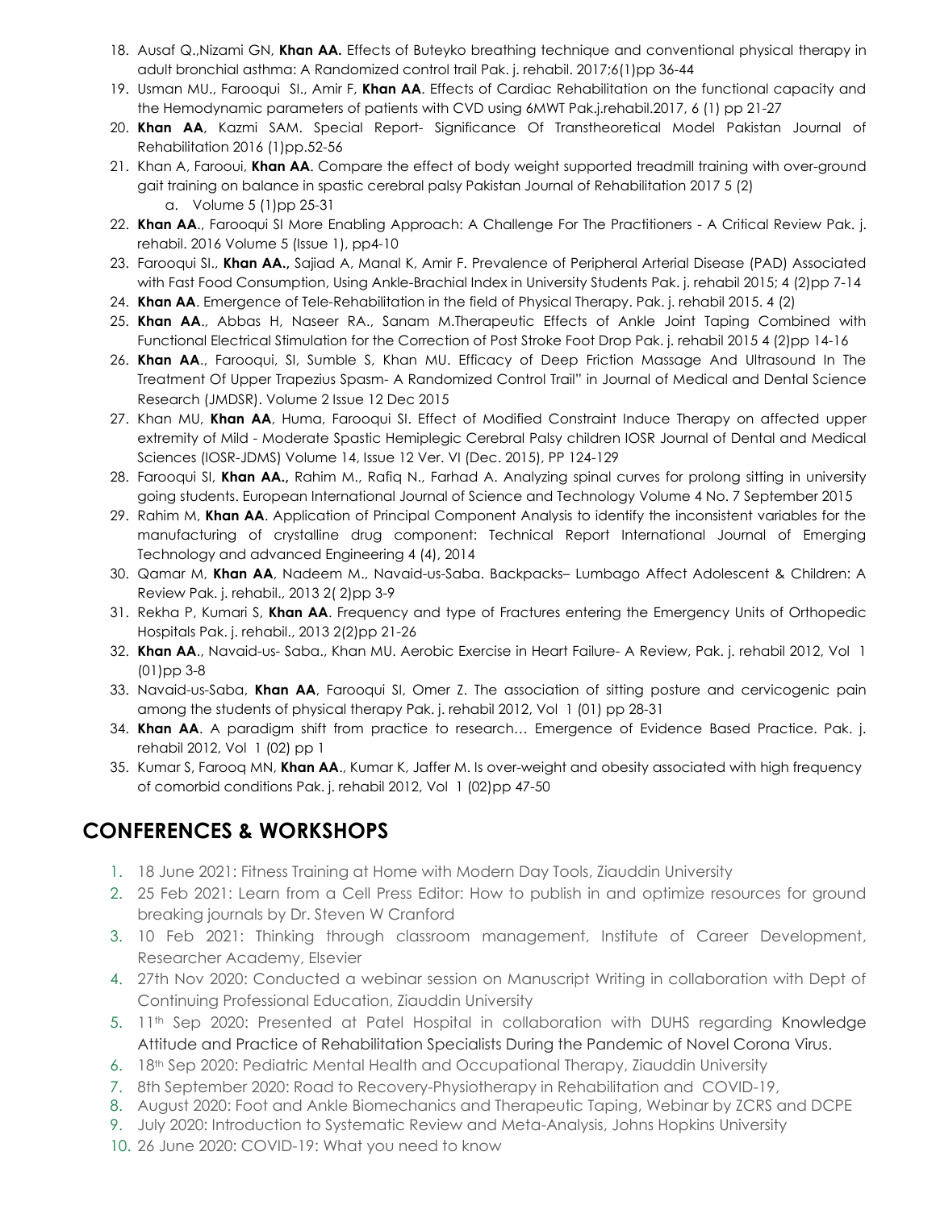18. Ausaf Q.,Nizami GN, **Khan AA.** Effects of Buteyko breathing technique and conventional physical therapy in adult bronchial asthma: A Randomized control trail Pak. j. rehabil. 2017;6(1)pp 36-44
19. Usman MU., Farooqui SI., Amir F, **Khan AA**. Effects of Cardiac Rehabilitation on the functional capacity and the Hemodynamic parameters of patients with CVD using 6MWT Pak.j.rehabil.2017, 6 (1) pp 21-27
20. **Khan AA**, Kazmi SAM. Special Report- Significance Of Transtheoretical Model Pakistan Journal of Rehabilitation 2016 (1)pp.52-56
21. Khan A, Farooui, **Khan AA**. Compare the effect of body weight supported treadmill training with over-ground gait training on balance in spastic cerebral palsy Pakistan Journal of Rehabilitation 2017 5 (2)
    a. Volume 5 (1)pp 25-31
22. **Khan AA**., Farooqui SI More Enabling Approach: A Challenge For The Practitioners - A Critical Review Pak. j. rehabil. 2016 Volume 5 (Issue 1), pp4-10
23. Farooqui SI., **Khan AA.,** Sajjad A, Manal K, Amir F. Prevalence of Peripheral Arterial Disease (PAD) Associated with Fast Food Consumption, Using Ankle-Brachial Index in University Students Pak. j. rehabil 2015; 4 (2)pp 7-14
24. **Khan AA**. Emergence of Tele-Rehabilitation in the field of Physical Therapy. Pak. j. rehabil 2015. 4 (2)
25. **Khan AA**., Abbas H, Naseer RA., Sanam M.Therapeutic Effects of Ankle Joint Taping Combined with Functional Electrical Stimulation for the Correction of Post Stroke Foot Drop Pak. j. rehabil 2015 4 (2)pp 14-16
26. **Khan AA**., Farooqui, SI, Sumble S, Khan MU. Efficacy of Deep Friction Massage And Ultrasound In The Treatment Of Upper Trapezius Spasm- A Randomized Control Trail" in Journal of Medical and Dental Science Research (JMDSR). Volume 2 Issue 12 Dec 2015
27. Khan MU, **Khan AA**, Huma, Farooqui SI. Effect of Modified Constraint Induce Therapy on affected upper extremity of Mild - Moderate Spastic Hemiplegic Cerebral Palsy children IOSR Journal of Dental and Medical Sciences (IOSR-JDMS) Volume 14, Issue 12 Ver. VI (Dec. 2015), PP 124-129
28. Farooqui SI, **Khan AA.,** Rahim M., Rafiq N., Farhad A. Analyzing spinal curves for prolong sitting in university going students. European International Journal of Science and Technology Volume 4 No. 7 September 2015
29. Rahim M, **Khan AA**. Application of Principal Component Analysis to identify the inconsistent variables for the manufacturing of crystalline drug component: Technical Report International Journal of Emerging Technology and advanced Engineering 4 (4), 2014
30. Qamar M, **Khan AA**, Nadeem M., Navaid-us-Saba. Backpacks– Lumbago Affect Adolescent & Children: A Review Pak. j. rehabil., 2013 2( 2)pp 3-9
31. Rekha P, Kumari S, **Khan AA**. Frequency and type of Fractures entering the Emergency Units of Orthopedic Hospitals Pak. j. rehabil., 2013 2(2)pp 21-26
32. **Khan AA**., Navaid-us- Saba., Khan MU. Aerobic Exercise in Heart Failure- A Review, Pak. j. rehabil 2012, Vol 1 (01)pp 3-8
33. Navaid-us-Saba, **Khan AA**, Farooqui SI, Omer Z. The association of sitting posture and cervicogenic pain among the students of physical therapy Pak. j. rehabil 2012, Vol 1 (01) pp 28-31
34. **Khan AA**. A paradigm shift from practice to research… Emergence of Evidence Based Practice. Pak. j. rehabil 2012, Vol 1 (02) pp 1
35. Kumar S, Farooq MN, **Khan AA**., Kumar K, Jaffer M. Is over-weight and obesity associated with high frequency of comorbid conditions Pak. j. rehabil 2012, Vol 1 (02)pp 47-50

## CONFERENCES & WORKSHOPS

1. 18 June 2021: Fitness Training at Home with Modern Day Tools, Ziauddin University
2. 25 Feb 2021: Learn from a Cell Press Editor: How to publish in and optimize resources for ground breaking journals by Dr. Steven W Cranford
3. 10 Feb 2021: Thinking through classroom management, Institute of Career Development, Researcher Academy, Elsevier
4. 27th Nov 2020: Conducted a webinar session on Manuscript Writing in collaboration with Dept of Continuing Professional Education, Ziauddin University
5. 11th Sep 2020: Presented at Patel Hospital in collaboration with DUHS regarding Knowledge Attitude and Practice of Rehabilitation Specialists During the Pandemic of Novel Corona Virus.
6. 18th Sep 2020: Pediatric Mental Health and Occupational Therapy, Ziauddin University
7. 8th September 2020: Road to Recovery-Physiotherapy in Rehabilitation and COVID-19,
8. August 2020: Foot and Ankle Biomechanics and Therapeutic Taping, Webinar by ZCRS and DCPE
9. July 2020: Introduction to Systematic Review and Meta-Analysis, Johns Hopkins University
10. 26 June 2020: COVID-19: What you need to know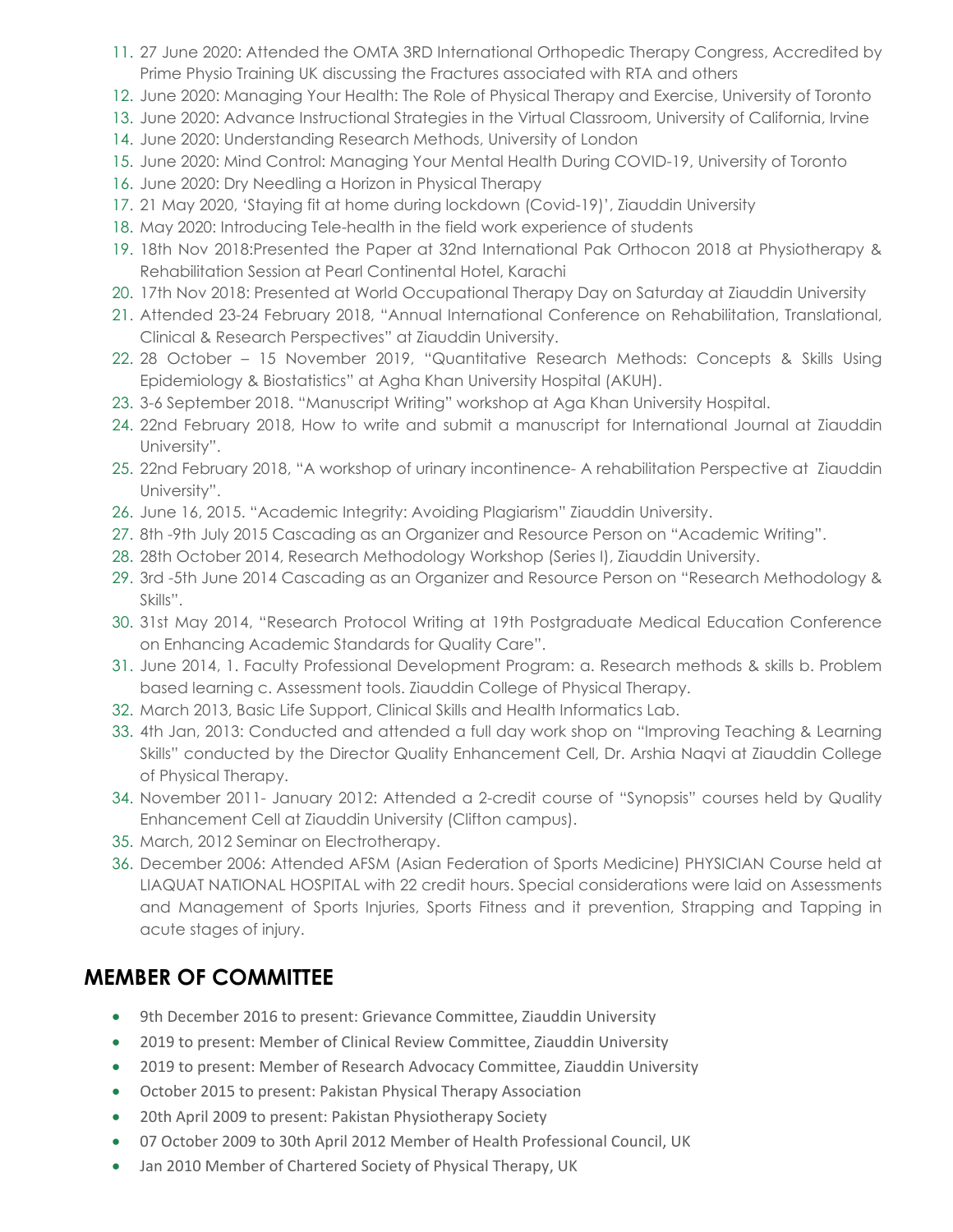11. 27 June 2020: Attended the OMTA 3RD International Orthopedic Therapy Congress, Accredited by Prime Physio Training UK discussing the Fractures associated with RTA and others
12. June 2020: Managing Your Health: The Role of Physical Therapy and Exercise, University of Toronto
13. June 2020: Advance Instructional Strategies in the Virtual Classroom, University of California, Irvine
14. June 2020: Understanding Research Methods, University of London
15. June 2020: Mind Control: Managing Your Mental Health During COVID-19, University of Toronto
16. June 2020: Dry Needling a Horizon in Physical Therapy
17. 21 May 2020, 'Staying fit at home during lockdown (Covid-19)', Ziauddin University
18. May 2020: Introducing Tele-health in the field work experience of students
19. 18th Nov 2018:Presented the Paper at 32nd International Pak Orthocon 2018 at Physiotherapy & Rehabilitation Session at Pearl Continental Hotel, Karachi
20. 17th Nov 2018: Presented at World Occupational Therapy Day on Saturday at Ziauddin University
21. Attended 23-24 February 2018, "Annual International Conference on Rehabilitation, Translational, Clinical & Research Perspectives" at Ziauddin University.
22. 28 October – 15 November 2019, "Quantitative Research Methods: Concepts & Skills Using Epidemiology & Biostatistics" at Agha Khan University Hospital (AKUH).
23. 3-6 September 2018. "Manuscript Writing" workshop at Aga Khan University Hospital.
24. 22nd February 2018, How to write and submit a manuscript for International Journal at Ziauddin University".
25. 22nd February 2018, "A workshop of urinary incontinence- A rehabilitation Perspective at Ziauddin University".
26. June 16, 2015. "Academic Integrity: Avoiding Plagiarism" Ziauddin University.
27. 8th -9th July 2015 Cascading as an Organizer and Resource Person on "Academic Writing".
28. 28th October 2014, Research Methodology Workshop (Series I), Ziauddin University.
29. 3rd -5th June 2014 Cascading as an Organizer and Resource Person on "Research Methodology & Skills".
30. 31st May 2014, "Research Protocol Writing at 19th Postgraduate Medical Education Conference on Enhancing Academic Standards for Quality Care".
31. June 2014, 1. Faculty Professional Development Program: a. Research methods & skills b. Problem based learning c. Assessment tools. Ziauddin College of Physical Therapy.
32. March 2013, Basic Life Support, Clinical Skills and Health Informatics Lab.
33. 4th Jan, 2013: Conducted and attended a full day work shop on "Improving Teaching & Learning Skills" conducted by the Director Quality Enhancement Cell, Dr. Arshia Naqvi at Ziauddin College of Physical Therapy.
34. November 2011- January 2012: Attended a 2-credit course of "Synopsis" courses held by Quality Enhancement Cell at Ziauddin University (Clifton campus).
35. March, 2012 Seminar on Electrotherapy.
36. December 2006: Attended AFSM (Asian Federation of Sports Medicine) PHYSICIAN Course held at LIAQUAT NATIONAL HOSPITAL with 22 credit hours. Special considerations were laid on Assessments and Management of Sports Injuries, Sports Fitness and it prevention, Strapping and Tapping in acute stages of injury.

## MEMBER OF COMMITTEE

- 9th December 2016 to present: Grievance Committee, Ziauddin University
- 2019 to present: Member of Clinical Review Committee, Ziauddin University
- 2019 to present: Member of Research Advocacy Committee, Ziauddin University
- October 2015 to present: Pakistan Physical Therapy Association
- 20th April 2009 to present: Pakistan Physiotherapy Society
- 07 October 2009 to 30th April 2012 Member of Health Professional Council, UK
- Jan 2010 Member of Chartered Society of Physical Therapy, UK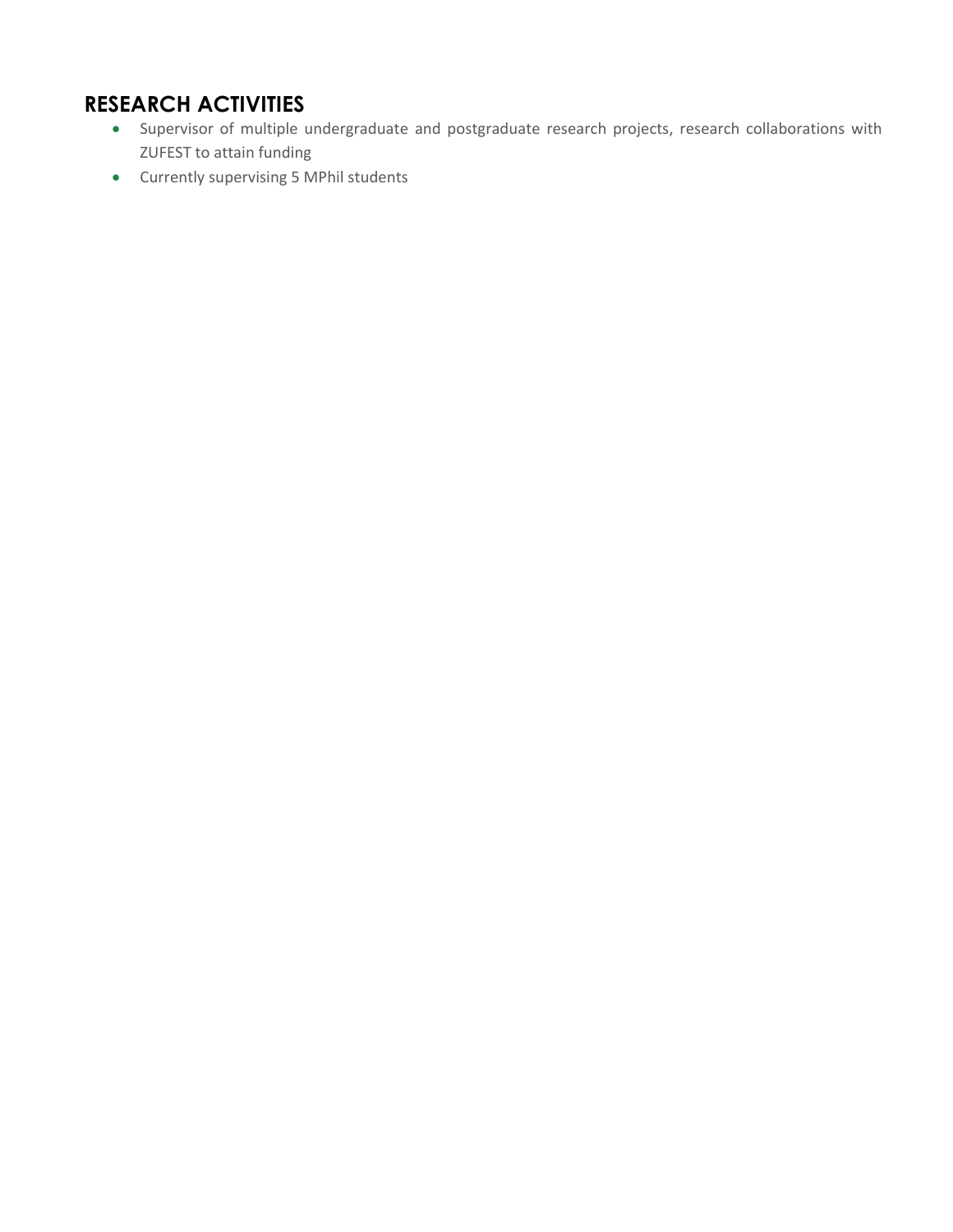## RESEARCH ACTIVITIES

- Supervisor of multiple undergraduate and postgraduate research projects, research collaborations with ZUFEST to attain funding
- Currently supervising 5 MPhil students